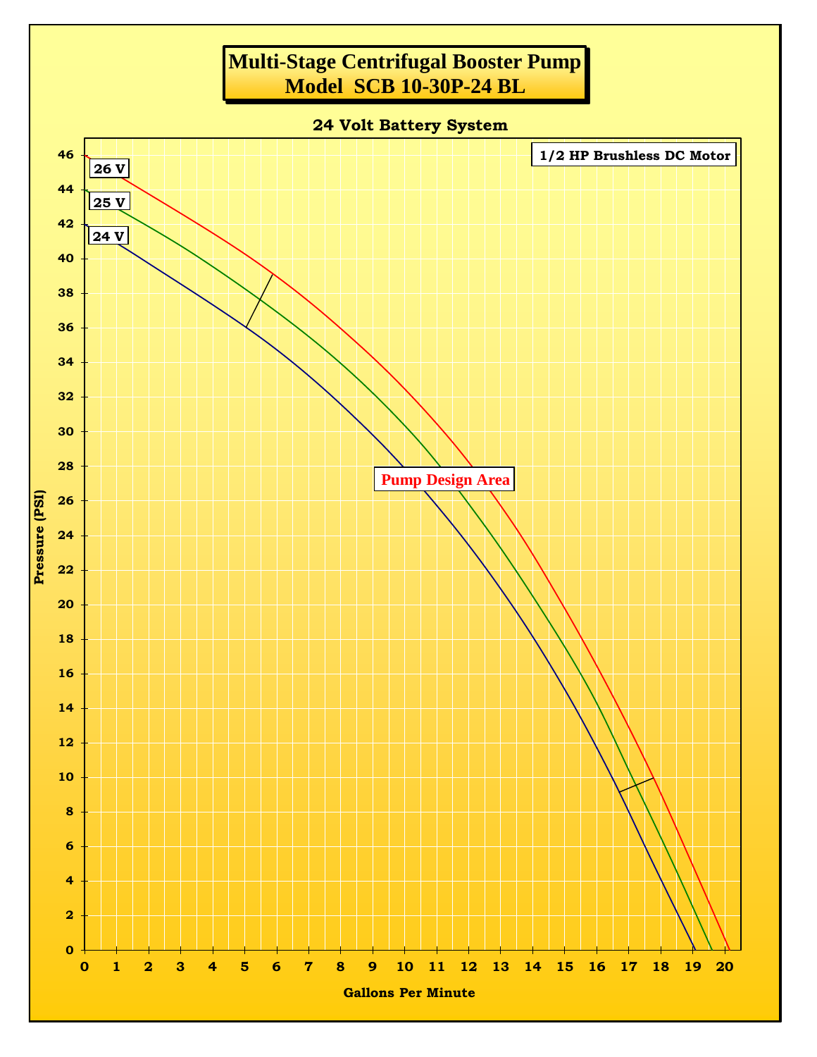# Multi-Stage Centrifugal Booster Pump
# Model SCB 10-30P-24 BL

## 24 Volt Battery System

**1/2 HP Brushless DC Motor**

26 V

25 V

24 V

Pump Design Area

Pressure (PSI)

Gallons Per Minute

0 1 2 3 4 5 6 7 8 9 10 11 12 13 14 15 16 17 18 19 20

0 2 4 6 8 10 12 14 16 18 20 22 24 26 28 30 32 34 36 38 40 42 44 46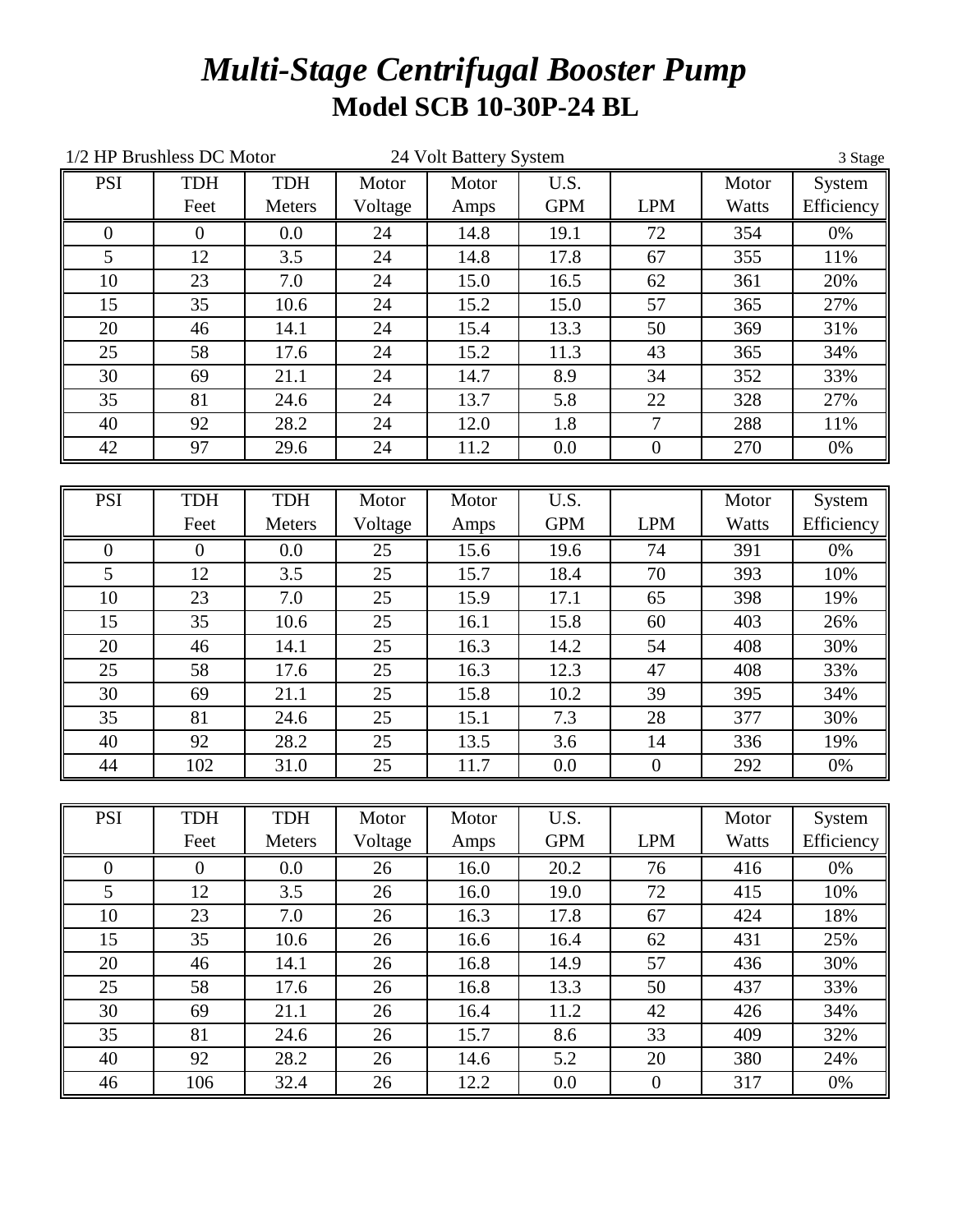# *Multi-Stage Centrifugal Booster Pump*

## Model SCB 10-30P-24 BL

1/2 HP Brushless DC Motor | 24 Volt Battery System | 3 Stage

| PSI | TDH Feet | TDH Meters | Motor Voltage | Motor Amps | U.S. GPM | LPM | Motor Watts | System Efficiency |
|---|---|---|---|---|---|---|---|---|
| 0 | 0 | 0.0 | 24 | 14.8 | 19.1 | 72 | 354 | 0% |
| 5 | 12 | 3.5 | 24 | 14.8 | 17.8 | 67 | 355 | 11% |
| 10 | 23 | 7.0 | 24 | 15.0 | 16.5 | 62 | 361 | 20% |
| 15 | 35 | 10.6 | 24 | 15.2 | 15.0 | 57 | 365 | 27% |
| 20 | 46 | 14.1 | 24 | 15.4 | 13.3 | 50 | 369 | 31% |
| 25 | 58 | 17.6 | 24 | 15.2 | 11.3 | 43 | 365 | 34% |
| 30 | 69 | 21.1 | 24 | 14.7 | 8.9 | 34 | 352 | 33% |
| 35 | 81 | 24.6 | 24 | 13.7 | 5.8 | 22 | 328 | 27% |
| 40 | 92 | 28.2 | 24 | 12.0 | 1.8 | 7 | 288 | 11% |
| 42 | 97 | 29.6 | 24 | 11.2 | 0.0 | 0 | 270 | 0% |

| PSI | TDH Feet | TDH Meters | Motor Voltage | Motor Amps | U.S. GPM | LPM | Motor Watts | System Efficiency |
|---|---|---|---|---|---|---|---|---|
| 0 | 0 | 0.0 | 25 | 15.6 | 19.6 | 74 | 391 | 0% |
| 5 | 12 | 3.5 | 25 | 15.7 | 18.4 | 70 | 393 | 10% |
| 10 | 23 | 7.0 | 25 | 15.9 | 17.1 | 65 | 398 | 19% |
| 15 | 35 | 10.6 | 25 | 16.1 | 15.8 | 60 | 403 | 26% |
| 20 | 46 | 14.1 | 25 | 16.3 | 14.2 | 54 | 408 | 30% |
| 25 | 58 | 17.6 | 25 | 16.3 | 12.3 | 47 | 408 | 33% |
| 30 | 69 | 21.1 | 25 | 15.8 | 10.2 | 39 | 395 | 34% |
| 35 | 81 | 24.6 | 25 | 15.1 | 7.3 | 28 | 377 | 30% |
| 40 | 92 | 28.2 | 25 | 13.5 | 3.6 | 14 | 336 | 19% |
| 44 | 102 | 31.0 | 25 | 11.7 | 0.0 | 0 | 292 | 0% |

| PSI | TDH Feet | TDH Meters | Motor Voltage | Motor Amps | U.S. GPM | LPM | Motor Watts | System Efficiency |
|---|---|---|---|---|---|---|---|---|
| 0 | 0 | 0.0 | 26 | 16.0 | 20.2 | 76 | 416 | 0% |
| 5 | 12 | 3.5 | 26 | 16.0 | 19.0 | 72 | 415 | 10% |
| 10 | 23 | 7.0 | 26 | 16.3 | 17.8 | 67 | 424 | 18% |
| 15 | 35 | 10.6 | 26 | 16.6 | 16.4 | 62 | 431 | 25% |
| 20 | 46 | 14.1 | 26 | 16.8 | 14.9 | 57 | 436 | 30% |
| 25 | 58 | 17.6 | 26 | 16.8 | 13.3 | 50 | 437 | 33% |
| 30 | 69 | 21.1 | 26 | 16.4 | 11.2 | 42 | 426 | 34% |
| 35 | 81 | 24.6 | 26 | 15.7 | 8.6 | 33 | 409 | 32% |
| 40 | 92 | 28.2 | 26 | 14.6 | 5.2 | 20 | 380 | 24% |
| 46 | 106 | 32.4 | 26 | 12.2 | 0.0 | 0 | 317 | 0% |